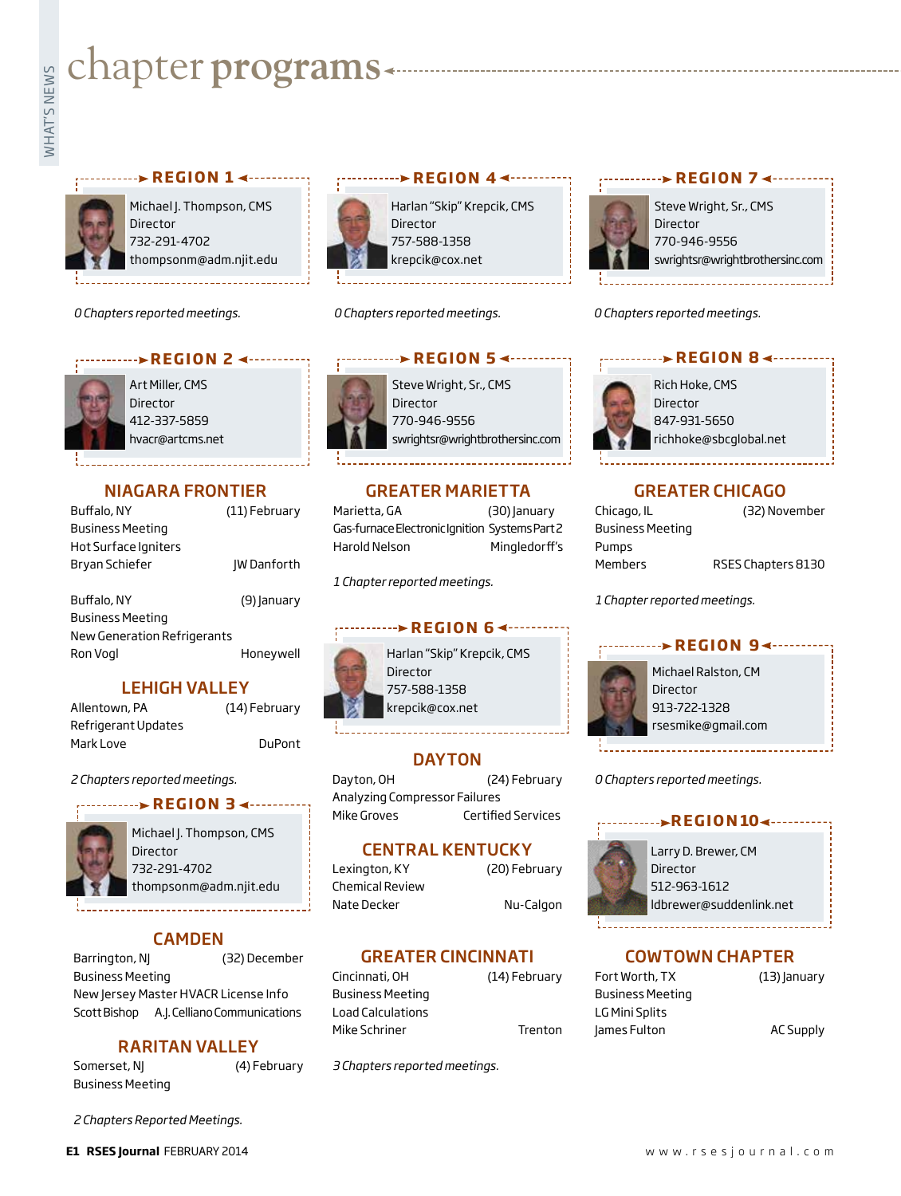# chapter programs

## REGION 1

Michael J. Thompson, CMS
Director
732-291-4702
thompsonm@adm.njit.edu

*0 Chapters reported meetings.*

## REGION 2

Art Miller, CMS
Director
412-337-5859
hvacr@artcms.net

### NIAGARA FRONTIER

Buffalo, NY (11) February
Business Meeting
Hot Surface Igniters
Bryan Schiefer JW Danforth

Buffalo, NY (9) January
Business Meeting
New Generation Refrigerants
Ron Vogl Honeywell

### LEHIGH VALLEY

Allentown, PA (14) February
Refrigerant Updates
Mark Love DuPont

*2 Chapters reported meetings.*

## REGION 3

Michael J. Thompson, CMS
Director
732-291-4702
thompsonm@adm.njit.edu

### CAMDEN

Barrington, NJ (32) December
Business Meeting
New Jersey Master HVACR License Info
Scott Bishop A.J. Celliano Communications

### RARITAN VALLEY

Somerset, NJ (4) February
Business Meeting

*2 Chapters Reported Meetings.*

## REGION 4

Harlan "Skip" Krepcik, CMS
Director
757-588-1358
krepcik@cox.net

*0 Chapters reported meetings.*

## REGION 5

Steve Wright, Sr., CMS
Director
770-946-9556
swrightsr@wrightbrothersinc.com

### GREATER MARIETTA

Marietta, GA (30) January
Gas-furnace Electronic Ignition Systems Part 2
Harold Nelson Mingledorff's

*1 Chapter reported meetings.*

## REGION 6

Harlan "Skip" Krepcik, CMS
Director
757-588-1358
krepcik@cox.net

### DAYTON

Dayton, OH (24) February
Analyzing Compressor Failures
Mike Groves Certified Services

### CENTRAL KENTUCKY

Lexington, KY (20) February
Chemical Review
Nate Decker Nu-Calgon

### GREATER CINCINNATI

Cincinnati, OH (14) February
Business Meeting
Load Calculations
Mike Schriner Trenton

*3 Chapters reported meetings.*

## REGION 7

Steve Wright, Sr., CMS
Director
770-946-9556
swrightsr@wrightbrothersinc.com

*0 Chapters reported meetings.*

## REGION 8

Rich Hoke, CMS
Director
847-931-5650
richhoke@sbcglobal.net

### GREATER CHICAGO

Chicago, IL (32) November
Business Meeting
Pumps
Members RSES Chapters 8130

*1 Chapter reported meetings.*

## REGION 9

Michael Ralston, CM
Director
913-722-1328
rsesmike@gmail.com

*0 Chapters reported meetings.*

## REGION 10

Larry D. Brewer, CM
Director
512-963-1612
ldbrewer@suddenlink.net

### COWTOWN CHAPTER

Fort Worth, TX (13) January
Business Meeting
LG Mini Splits
James Fulton AC Supply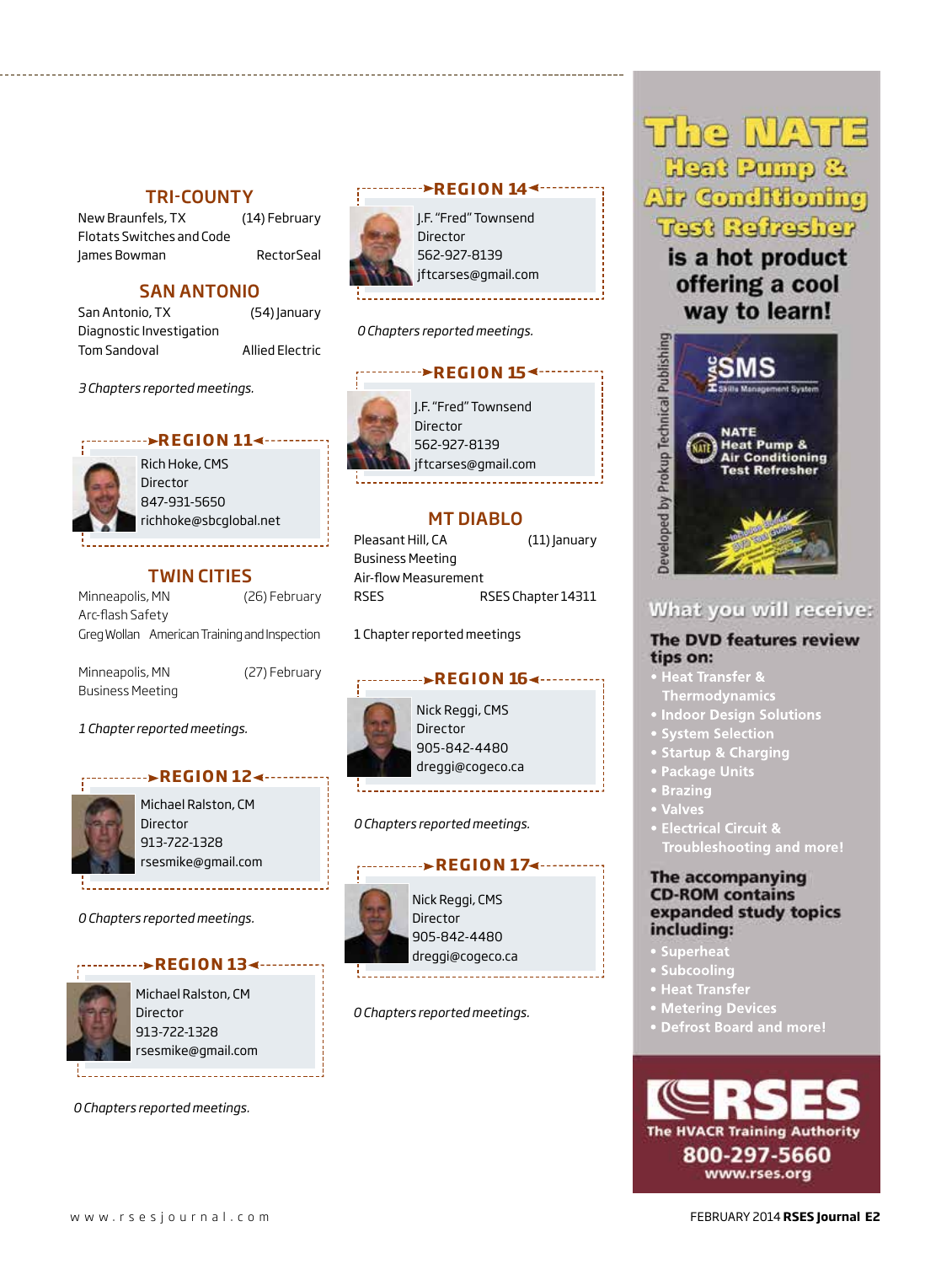## TRI-COUNTY

New Braunfels, TX (14) February
Flotats Switches and Code
James Bowman RectorSeal

## SAN ANTONIO

San Antonio, TX (54) January
Diagnostic Investigation
Tom Sandoval Allied Electric

*3 Chapters reported meetings.*

## ►REGION 11◄

Rich Hoke, CMS
Director
847-931-5650
richhoke@sbcglobal.net

## TWIN CITIES

Minneapolis, MN (26) February
Arc-flash Safety
Greg Wollan American Training and Inspection

Minneapolis, MN (27) February
Business Meeting

*1 Chapter reported meetings.*

## ►REGION 12◄

Michael Ralston, CM
Director
913-722-1328
rsesmike@gmail.com

*0 Chapters reported meetings.*

## ►REGION 13◄

Michael Ralston, CM
Director
913-722-1328
rsesmike@gmail.com

*0 Chapters reported meetings.*

## ►REGION 14◄

J.F. "Fred" Townsend
Director
562-927-8139
jftcarses@gmail.com

*0 Chapters reported meetings.*

## ►REGION 15◄

J.F. "Fred" Townsend
Director
562-927-8139
jftcarses@gmail.com

## MT DIABLO

Pleasant Hill, CA (11) January
Business Meeting
Air-flow Measurement
RSES RSES Chapter 14311

1 Chapter reported meetings

## ►REGION 16◄

Nick Reggi, CMS
Director
905-842-4480
dreggi@cogeco.ca

*0 Chapters reported meetings.*

## ►REGION 17◄

Nick Reggi, CMS
Director
905-842-4480
dreggi@cogeco.ca

*0 Chapters reported meetings.*

---

# The NATE Heat Pump & Air Conditioning Test Refresher

**is a hot product offering a cool way to learn!**

Developed by Prokup Technical Publishing

HVAC SMS Skills Management System
NATE Heat Pump & Air Conditioning Test Refresher

### What you will receive:

**The DVD features review tips on:**

- Heat Transfer & Thermodynamics
- Indoor Design Solutions
- System Selection
- Startup & Charging
- Package Units
- Brazing
- Valves
- Electrical Circuit & Troubleshooting and more!

**The accompanying CD-ROM contains expanded study topics including:**

- Superheat
- Subcooling
- Heat Transfer
- Metering Devices
- Defrost Board and more!

**RSES**
The HVACR Training Authority
800-297-5660
www.rses.org